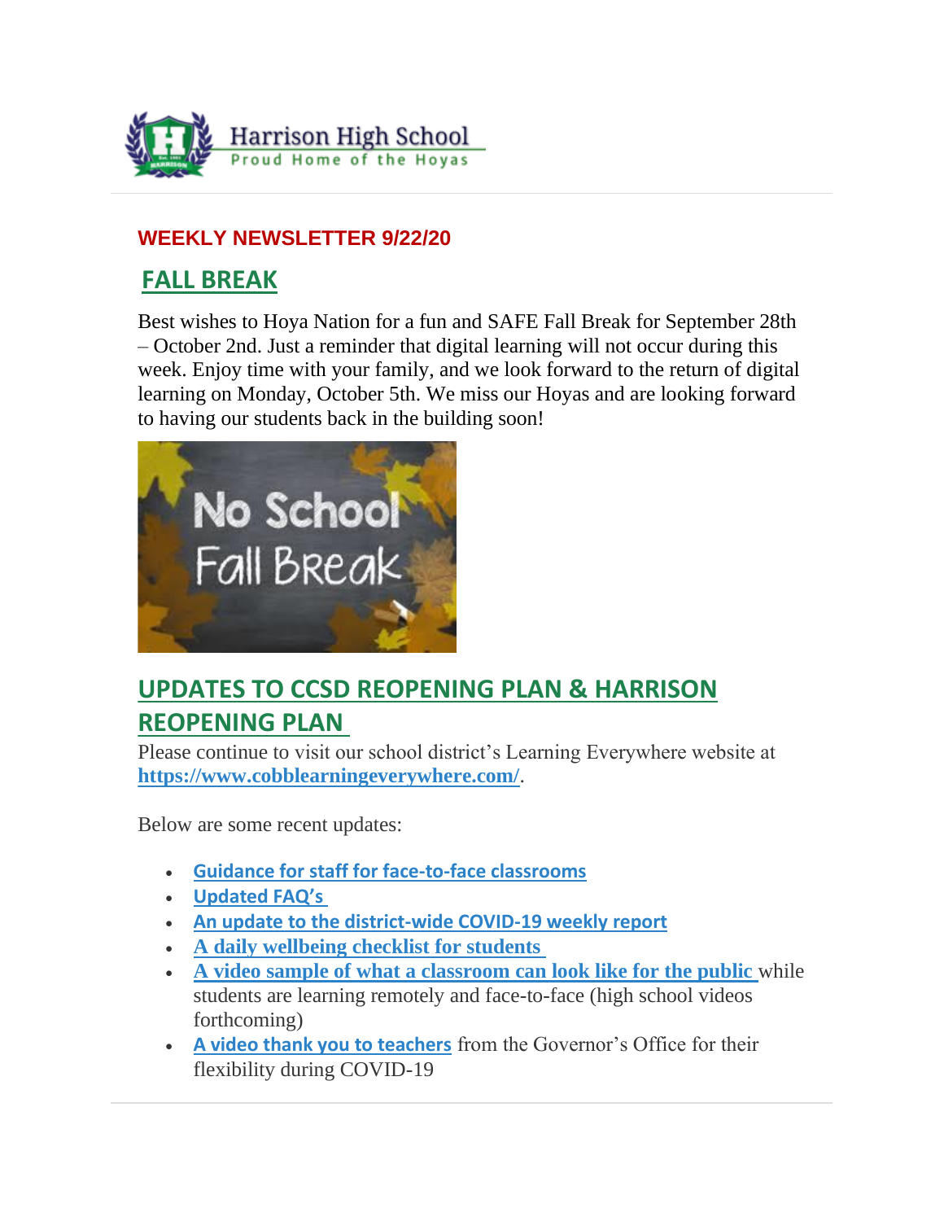Harrison High School
Proud Home of the Hoyas

**WEEKLY NEWSLETTER 9/22/20**

## FALL BREAK

Best wishes to Hoya Nation for a fun and SAFE Fall Break for September 28th – October 2nd. Just a reminder that digital learning will not occur during this week. Enjoy time with your family, and we look forward to the return of digital learning on Monday, October 5th. We miss our Hoyas and are looking forward to having our students back in the building soon!

## UPDATES TO CCSD REOPENING PLAN & HARRISON REOPENING PLAN

Please continue to visit our school district's Learning Everywhere website at **https://www.cobblearningeverywhere.com/**.

Below are some recent updates:

- **Guidance for staff for face-to-face classrooms**
- **Updated FAQ's**
- **An update to the district-wide COVID-19 weekly report**
- **A daily wellbeing checklist for students**
- **A video sample of what a classroom can look like for the public** while students are learning remotely and face-to-face (high school videos forthcoming)
- **A video thank you to teachers** from the Governor's Office for their flexibility during COVID-19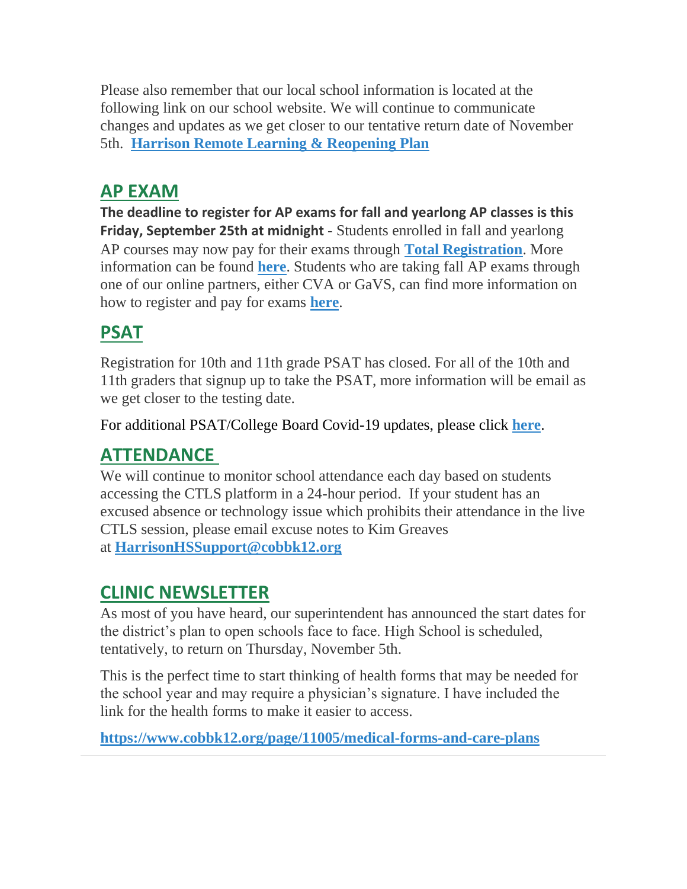Please also remember that our local school information is located at the following link on our school website. We will continue to communicate changes and updates as we get closer to our tentative return date of November 5th. **Harrison Remote Learning & Reopening Plan**

## AP EXAM

**The deadline to register for AP exams for fall and yearlong AP classes is this Friday, September 25th at midnight** - Students enrolled in fall and yearlong AP courses may now pay for their exams through **Total Registration**. More information can be found **here**. Students who are taking fall AP exams through one of our online partners, either CVA or GaVS, can find more information on how to register and pay for exams **here**.

## PSAT

Registration for 10th and 11th grade PSAT has closed. For all of the 10th and 11th graders that signup up to take the PSAT, more information will be email as we get closer to the testing date.

For additional PSAT/College Board Covid-19 updates, please click **here**.

## ATTENDANCE

We will continue to monitor school attendance each day based on students accessing the CTLS platform in a 24-hour period. If your student has an excused absence or technology issue which prohibits their attendance in the live CTLS session, please email excuse notes to Kim Greaves at **HarrisonHSSupport@cobbk12.org**

## CLINIC NEWSLETTER

As most of you have heard, our superintendent has announced the start dates for the district's plan to open schools face to face. High School is scheduled, tentatively, to return on Thursday, November 5th.

This is the perfect time to start thinking of health forms that may be needed for the school year and may require a physician's signature. I have included the link for the health forms to make it easier to access.

**https://www.cobbk12.org/page/11005/medical-forms-and-care-plans**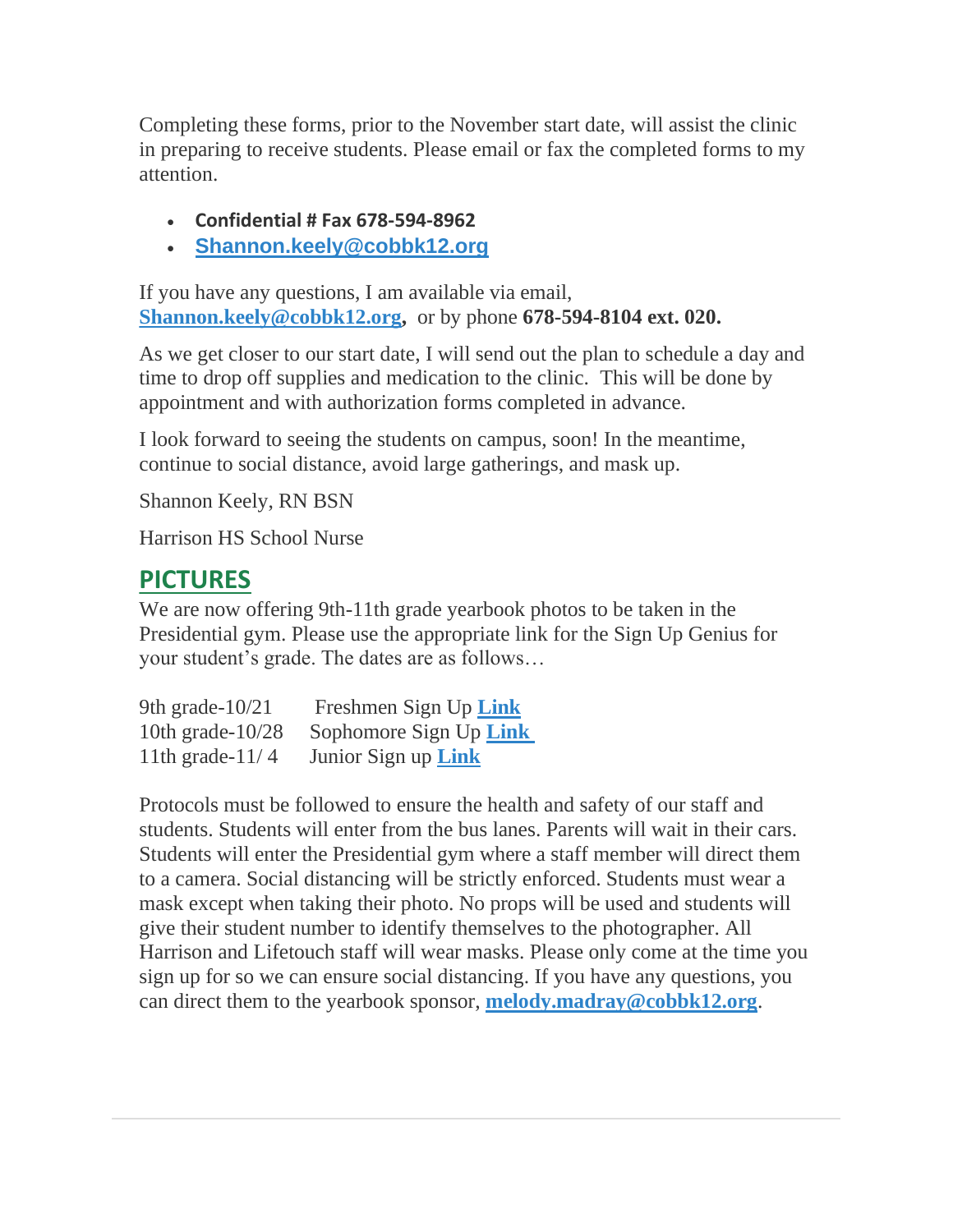Completing these forms, prior to the November start date, will assist the clinic in preparing to receive students. Please email or fax the completed forms to my attention.

- **Confidential # Fax 678-594-8962**
- **Shannon.keely@cobbk12.org**

If you have any questions, I am available via email, **Shannon.keely@cobbk12.org**, or by phone **678-594-8104 ext. 020.**

As we get closer to our start date, I will send out the plan to schedule a day and time to drop off supplies and medication to the clinic. This will be done by appointment and with authorization forms completed in advance.

I look forward to seeing the students on campus, soon! In the meantime, continue to social distance, avoid large gatherings, and mask up.

Shannon Keely, RN BSN

Harrison HS School Nurse

## PICTURES

We are now offering 9th-11th grade yearbook photos to be taken in the Presidential gym. Please use the appropriate link for the Sign Up Genius for your student's grade. The dates are as follows…

9th grade-10/21 Freshmen Sign Up **Link**
10th grade-10/28 Sophomore Sign Up **Link**
11th grade-11/ 4 Junior Sign up **Link**

Protocols must be followed to ensure the health and safety of our staff and students. Students will enter from the bus lanes. Parents will wait in their cars. Students will enter the Presidential gym where a staff member will direct them to a camera. Social distancing will be strictly enforced. Students must wear a mask except when taking their photo. No props will be used and students will give their student number to identify themselves to the photographer. All Harrison and Lifetouch staff will wear masks. Please only come at the time you sign up for so we can ensure social distancing. If you have any questions, you can direct them to the yearbook sponsor, **melody.madray@cobbk12.org**.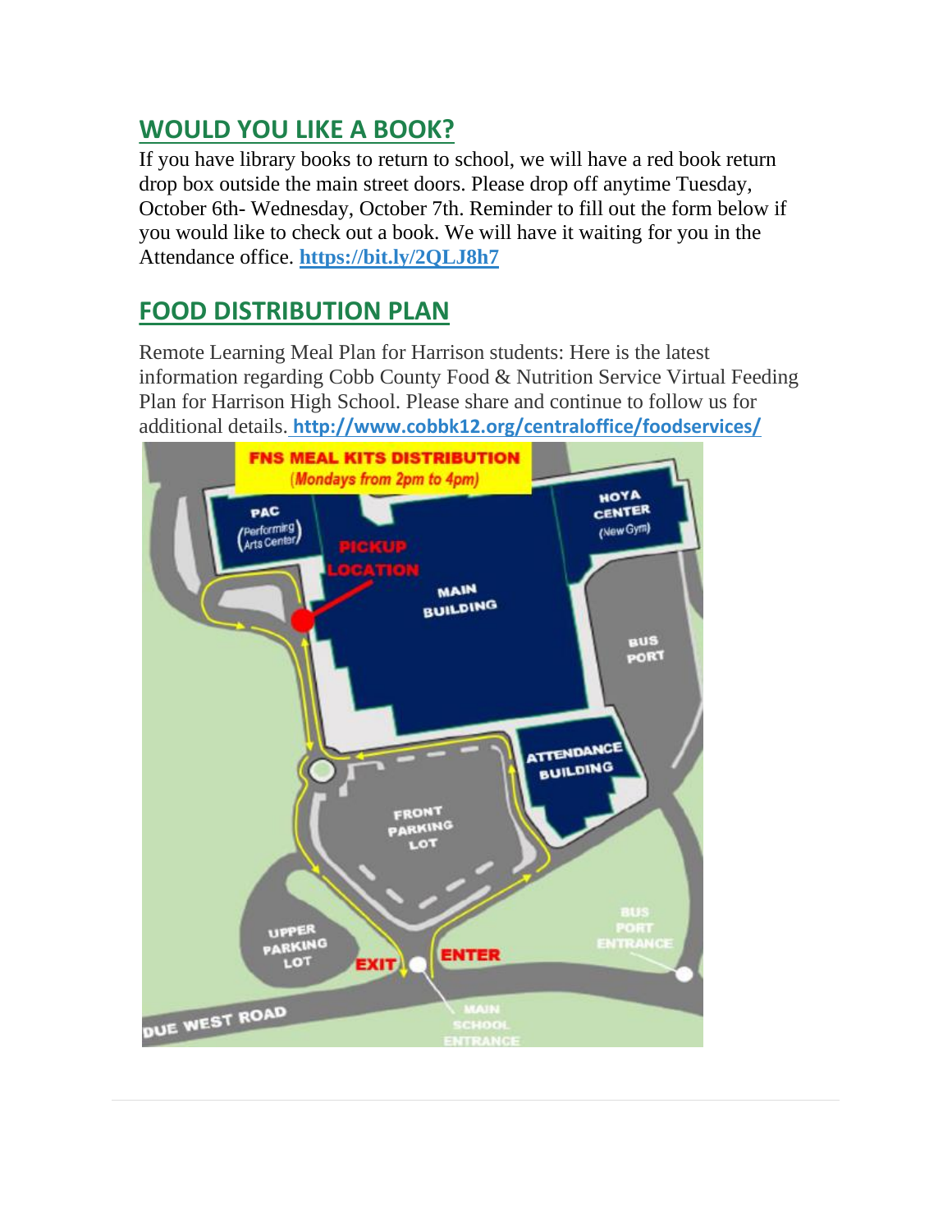## WOULD YOU LIKE A BOOK?

If you have library books to return to school, we will have a red book return drop box outside the main street doors. Please drop off anytime Tuesday, October 6th- Wednesday, October 7th. Reminder to fill out the form below if you would like to check out a book. We will have it waiting for you in the Attendance office. **https://bit.ly/2QLJ8h7**

## FOOD DISTRIBUTION PLAN

Remote Learning Meal Plan for Harrison students: Here is the latest information regarding Cobb County Food & Nutrition Service Virtual Feeding Plan for Harrison High School. Please share and continue to follow us for additional details. **http://www.cobbk12.org/centraloffice/foodservices/**

FNS MEAL KITS DISTRIBUTION (Mondays from 2pm to 4pm)

PAC (Performing Arts Center) · PICKUP LOCATION · MAIN BUILDING · HOYA CENTER (New Gym) · BUS PORT · ATTENDANCE BUILDING · FRONT PARKING LOT · UPPER PARKING LOT · EXIT · ENTER · BUS PORT ENTRANCE · DUE WEST ROAD · MAIN SCHOOL ENTRANCE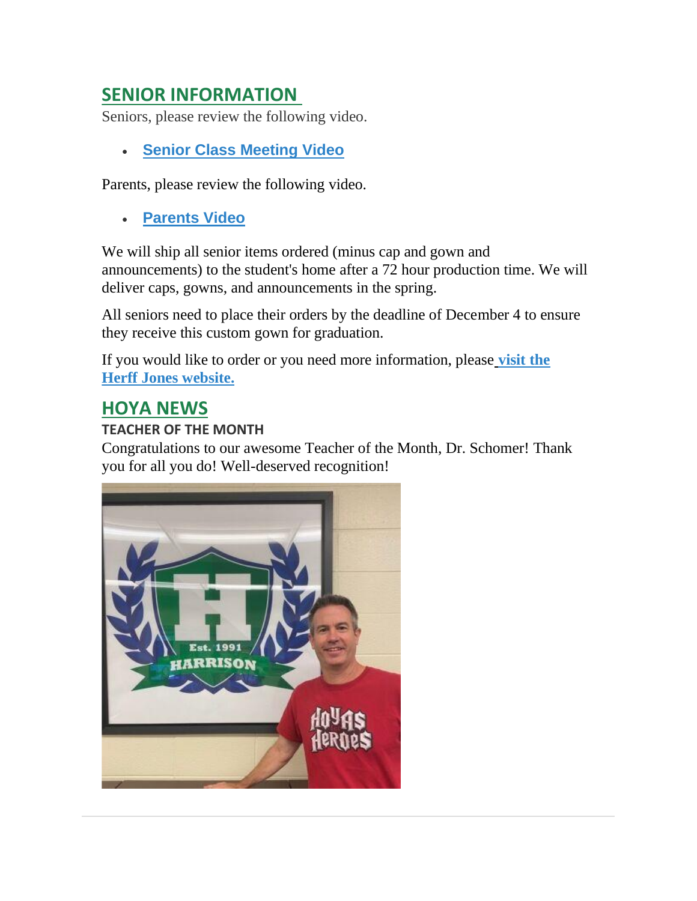## SENIOR INFORMATION

Seniors, please review the following video.

- **Senior Class Meeting Video**

Parents, please review the following video.

- **Parents Video**

We will ship all senior items ordered (minus cap and gown and announcements) to the student's home after a 72 hour production time. We will deliver caps, gowns, and announcements in the spring.

All seniors need to place their orders by the deadline of December 4 to ensure they receive this custom gown for graduation.

If you would like to order or you need more information, please **visit the Herff Jones website.**

## HOYA NEWS

### TEACHER OF THE MONTH

Congratulations to our awesome Teacher of the Month, Dr. Schomer! Thank you for all you do! Well-deserved recognition!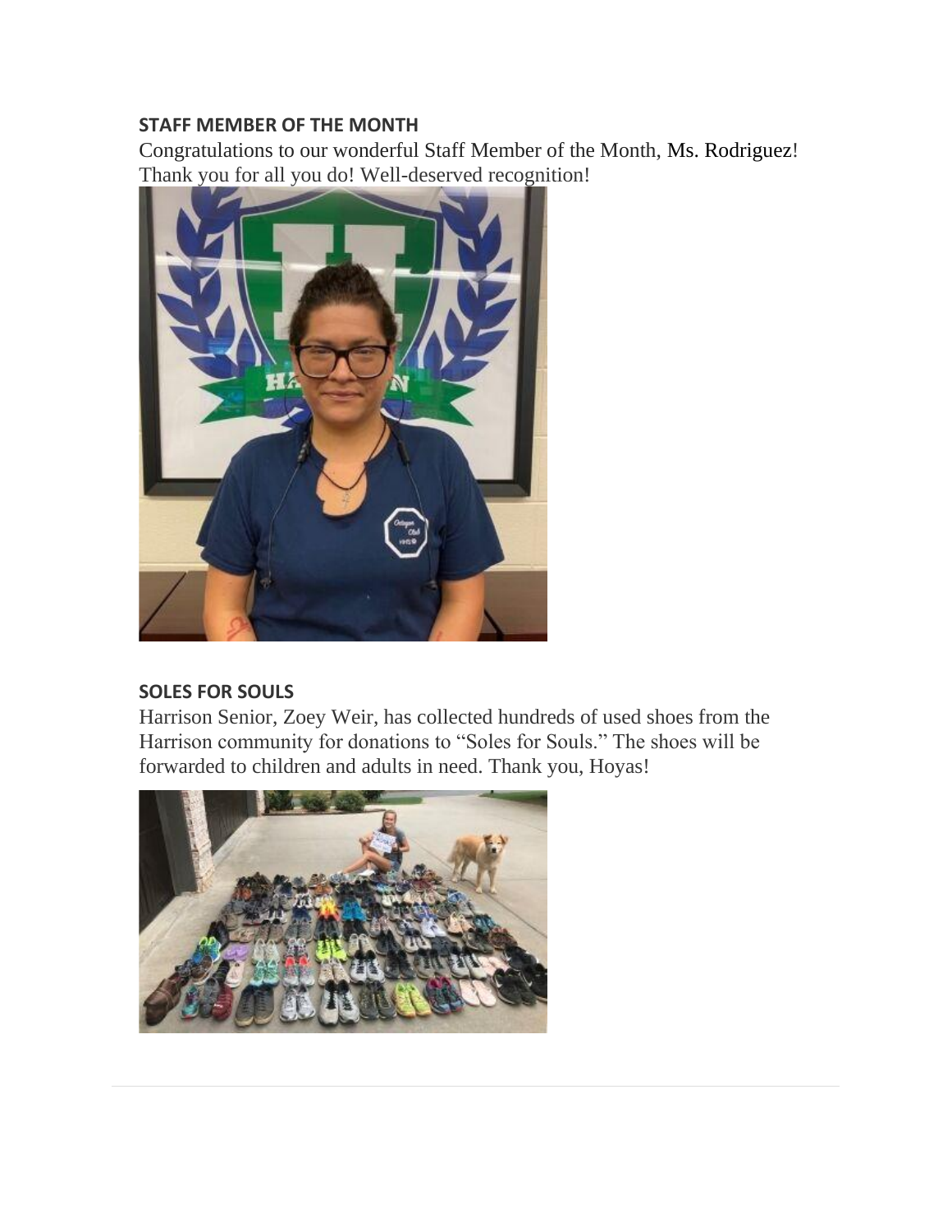### STAFF MEMBER OF THE MONTH

Congratulations to our wonderful Staff Member of the Month, Ms. Rodriguez! Thank you for all you do! Well-deserved recognition!

### SOLES FOR SOULS

Harrison Senior, Zoey Weir, has collected hundreds of used shoes from the Harrison community for donations to "Soles for Souls." The shoes will be forwarded to children and adults in need. Thank you, Hoyas!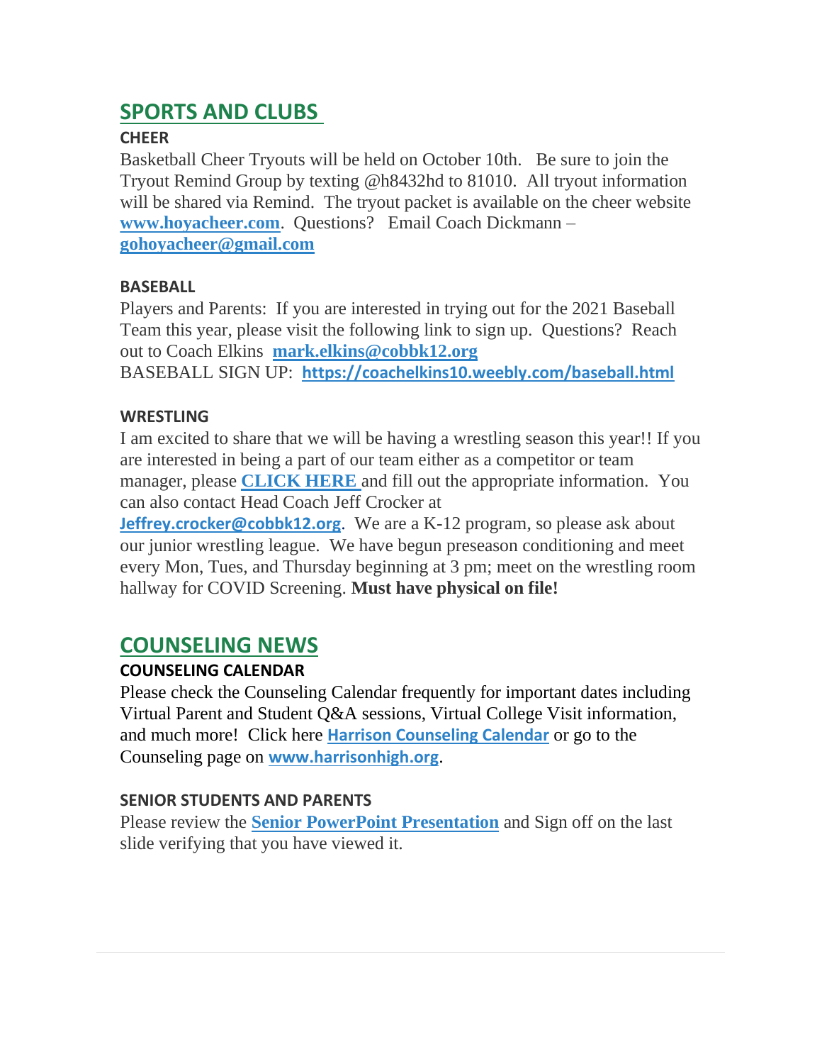## SPORTS AND CLUBS

### CHEER

Basketball Cheer Tryouts will be held on October 10th. Be sure to join the Tryout Remind Group by texting @h8432hd to 81010. All tryout information will be shared via Remind. The tryout packet is available on the cheer website **www.hoyacheer.com**. Questions? Email Coach Dickmann – **gohoyacheer@gmail.com**

### BASEBALL

Players and Parents: If you are interested in trying out for the 2021 Baseball Team this year, please visit the following link to sign up. Questions? Reach out to Coach Elkins **mark.elkins@cobbk12.org**
BASEBALL SIGN UP: **https://coachelkins10.weebly.com/baseball.html**

### WRESTLING

I am excited to share that we will be having a wrestling season this year!! If you are interested in being a part of our team either as a competitor or team manager, please **CLICK HERE** and fill out the appropriate information. You can also contact Head Coach Jeff Crocker at **Jeffrey.crocker@cobbk12.org**. We are a K-12 program, so please ask about our junior wrestling league. We have begun preseason conditioning and meet every Mon, Tues, and Thursday beginning at 3 pm; meet on the wrestling room hallway for COVID Screening. **Must have physical on file!**

## COUNSELING NEWS

### COUNSELING CALENDAR

Please check the Counseling Calendar frequently for important dates including Virtual Parent and Student Q&A sessions, Virtual College Visit information, and much more! Click here **Harrison Counseling Calendar** or go to the Counseling page on **www.harrisonhigh.org**.

### SENIOR STUDENTS AND PARENTS

Please review the **Senior PowerPoint Presentation** and Sign off on the last slide verifying that you have viewed it.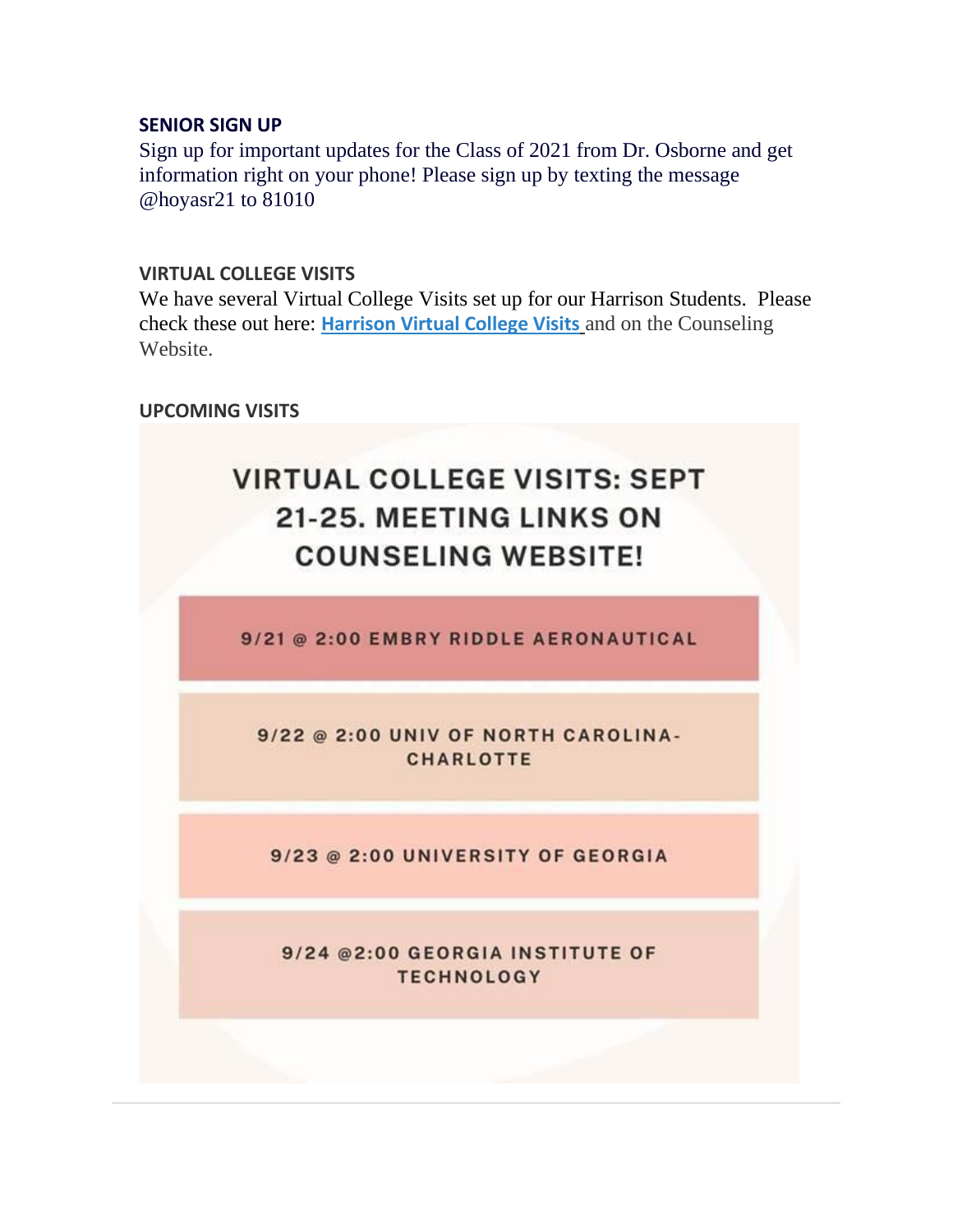### SENIOR SIGN UP

Sign up for important updates for the Class of 2021 from Dr. Osborne and get information right on your phone! Please sign up by texting the message @hoyasr21 to 81010

### VIRTUAL COLLEGE VISITS

We have several Virtual College Visits set up for our Harrison Students. Please check these out here: **Harrison Virtual College Visits** and on the Counseling Website.

### UPCOMING VISITS

**VIRTUAL COLLEGE VISITS: SEPT 21-25. MEETING LINKS ON COUNSELING WEBSITE!**

- 9/21 @ 2:00 EMBRY RIDDLE AERONAUTICAL
- 9/22 @ 2:00 UNIV OF NORTH CAROLINA-CHARLOTTE
- 9/23 @ 2:00 UNIVERSITY OF GEORGIA
- 9/24 @2:00 GEORGIA INSTITUTE OF TECHNOLOGY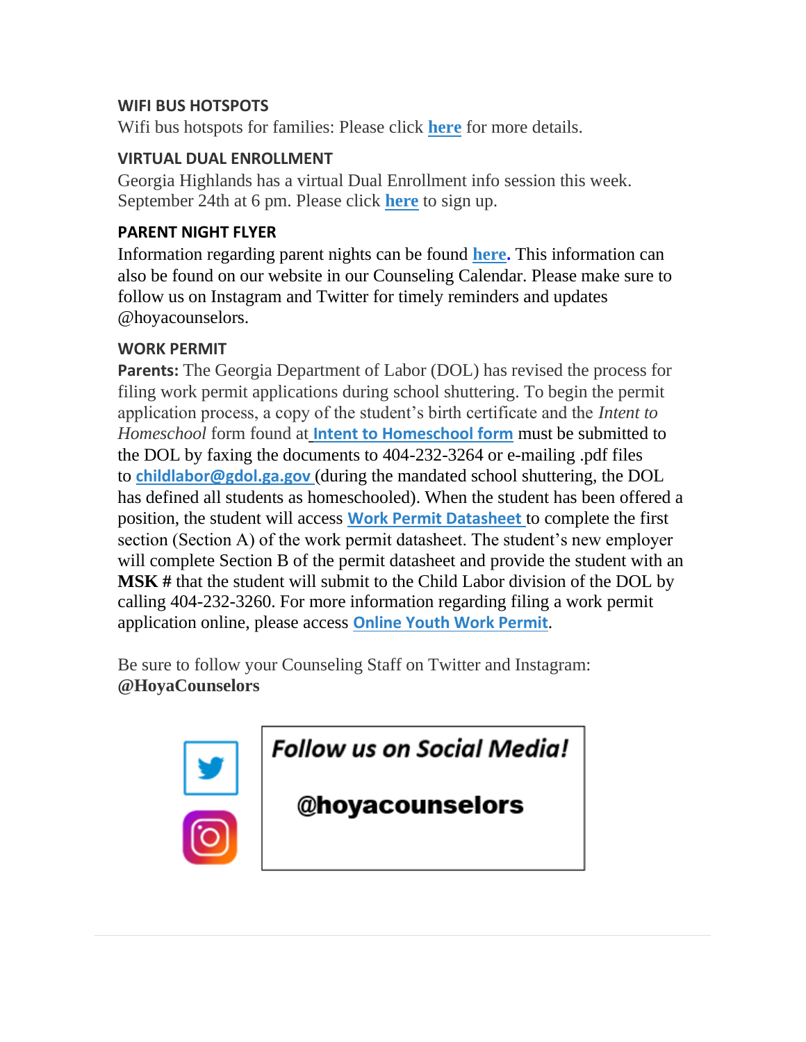### WIFI BUS HOTSPOTS

Wifi bus hotspots for families: Please click **here** for more details.

### VIRTUAL DUAL ENROLLMENT

Georgia Highlands has a virtual Dual Enrollment info session this week. September 24th at 6 pm. Please click **here** to sign up.

### PARENT NIGHT FLYER

Information regarding parent nights can be found **here.** This information can also be found on our website in our Counseling Calendar. Please make sure to follow us on Instagram and Twitter for timely reminders and updates @hoyacounselors.

### WORK PERMIT

**Parents:** The Georgia Department of Labor (DOL) has revised the process for filing work permit applications during school shuttering. To begin the permit application process, a copy of the student's birth certificate and the *Intent to Homeschool* form found at **Intent to Homeschool form** must be submitted to the DOL by faxing the documents to 404-232-3264 or e-mailing .pdf files to **childlabor@gdol.ga.gov** (during the mandated school shuttering, the DOL has defined all students as homeschooled). When the student has been offered a position, the student will access **Work Permit Datasheet** to complete the first section (Section A) of the work permit datasheet. The student's new employer will complete Section B of the permit datasheet and provide the student with an **MSK #** that the student will submit to the Child Labor division of the DOL by calling 404-232-3260. For more information regarding filing a work permit application online, please access **Online Youth Work Permit**.

Be sure to follow your Counseling Staff on Twitter and Instagram: **@HoyaCounselors**

***Follow us on Social Media!***

**@hoyacounselors**